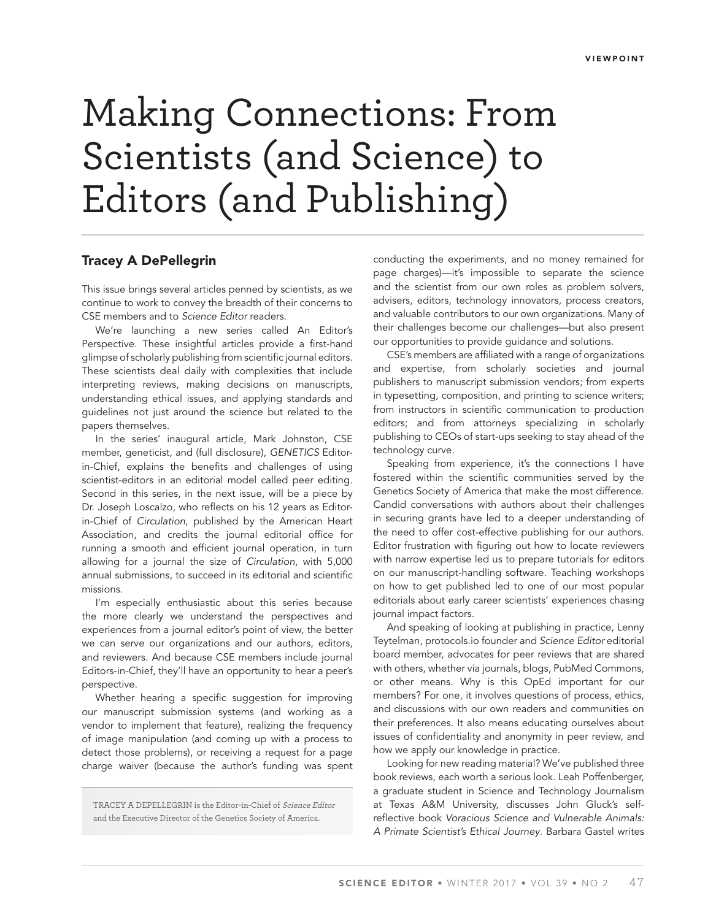VIEWPOINT

# Making Connections: From Scientists (and Science) to Editors (and Publishing)

**Tracey A DePellegrin**

This issue brings several articles penned by scientists, as we continue to work to convey the breadth of their concerns to CSE members and to *Science Editor* readers.

We're launching a new series called An Editor's Perspective. These insightful articles provide a first-hand glimpse of scholarly publishing from scientific journal editors. These scientists deal daily with complexities that include interpreting reviews, making decisions on manuscripts, understanding ethical issues, and applying standards and guidelines not just around the science but related to the papers themselves.

In the series' inaugural article, Mark Johnston, CSE member, geneticist, and (full disclosure), *GENETICS* Editor-in-Chief, explains the benefits and challenges of using scientist-editors in an editorial model called peer editing. Second in this series, in the next issue, will be a piece by Dr. Joseph Loscalzo, who reflects on his 12 years as Editor-in-Chief of *Circulation*, published by the American Heart Association, and credits the journal editorial office for running a smooth and efficient journal operation, in turn allowing for a journal the size of *Circulation*, with 5,000 annual submissions, to succeed in its editorial and scientific missions.

I'm especially enthusiastic about this series because the more clearly we understand the perspectives and experiences from a journal editor's point of view, the better we can serve our organizations and our authors, editors, and reviewers. And because CSE members include journal Editors-in-Chief, they'll have an opportunity to hear a peer's perspective.

Whether hearing a specific suggestion for improving our manuscript submission systems (and working as a vendor to implement that feature), realizing the frequency of image manipulation (and coming up with a process to detect those problems), or receiving a request for a page charge waiver (because the author's funding was spent conducting the experiments, and no money remained for page charges)—it's impossible to separate the science and the scientist from our own roles as problem solvers, advisers, editors, technology innovators, process creators, and valuable contributors to our own organizations. Many of their challenges become our challenges—but also present our opportunities to provide guidance and solutions.

CSE's members are affiliated with a range of organizations and expertise, from scholarly societies and journal publishers to manuscript submission vendors; from experts in typesetting, composition, and printing to science writers; from instructors in scientific communication to production editors; and from attorneys specializing in scholarly publishing to CEOs of start-ups seeking to stay ahead of the technology curve.

Speaking from experience, it's the connections I have fostered within the scientific communities served by the Genetics Society of America that make the most difference. Candid conversations with authors about their challenges in securing grants have led to a deeper understanding of the need to offer cost-effective publishing for our authors. Editor frustration with figuring out how to locate reviewers with narrow expertise led us to prepare tutorials for editors on our manuscript-handling software. Teaching workshops on how to get published led to one of our most popular editorials about early career scientists' experiences chasing journal impact factors.

And speaking of looking at publishing in practice, Lenny Teytelman, protocols.io founder and *Science Editor* editorial board member, advocates for peer reviews that are shared with others, whether via journals, blogs, PubMed Commons, or other means. Why is this OpEd important for our members? For one, it involves questions of process, ethics, and discussions with our own readers and communities on their preferences. It also means educating ourselves about issues of confidentiality and anonymity in peer review, and how we apply our knowledge in practice.

Looking for new reading material? We've published three book reviews, each worth a serious look. Leah Poffenberger, a graduate student in Science and Technology Journalism at Texas A&M University, discusses John Gluck's self-reflective book *Voracious Science and Vulnerable Animals: A Primate Scientist's Ethical Journey*. Barbara Gastel writes

TRACEY A DEPELLEGRIN is the Editor-in-Chief of *Science Editor* and the Executive Director of the Genetics Society of America.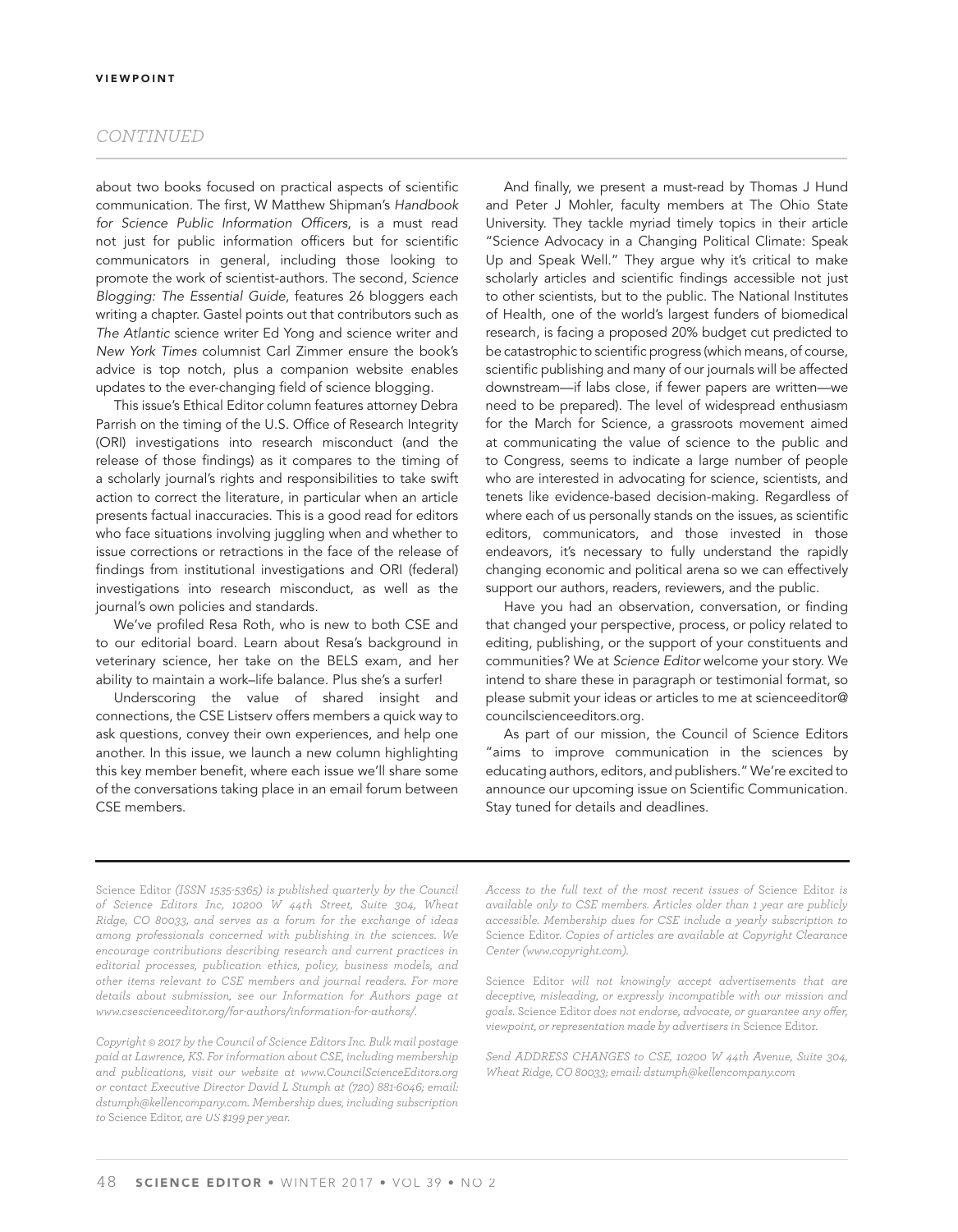## CONTINUED

about two books focused on practical aspects of scientific communication. The first, W Matthew Shipman's *Handbook for Science Public Information Officers*, is a must read not just for public information officers but for scientific communicators in general, including those looking to promote the work of scientist-authors. The second, *Science Blogging: The Essential Guide*, features 26 bloggers each writing a chapter. Gastel points out that contributors such as *The Atlantic* science writer Ed Yong and science writer and *New York Times* columnist Carl Zimmer ensure the book's advice is top notch, plus a companion website enables updates to the ever-changing field of science blogging.

This issue's Ethical Editor column features attorney Debra Parrish on the timing of the U.S. Office of Research Integrity (ORI) investigations into research misconduct (and the release of those findings) as it compares to the timing of a scholarly journal's rights and responsibilities to take swift action to correct the literature, in particular when an article presents factual inaccuracies. This is a good read for editors who face situations involving juggling when and whether to issue corrections or retractions in the face of the release of findings from institutional investigations and ORI (federal) investigations into research misconduct, as well as the journal's own policies and standards.

We've profiled Resa Roth, who is new to both CSE and to our editorial board. Learn about Resa's background in veterinary science, her take on the BELS exam, and her ability to maintain a work–life balance. Plus she's a surfer!

Underscoring the value of shared insight and connections, the CSE Listserv offers members a quick way to ask questions, convey their own experiences, and help one another. In this issue, we launch a new column highlighting this key member benefit, where each issue we'll share some of the conversations taking place in an email forum between CSE members.

And finally, we present a must-read by Thomas J Hund and Peter J Mohler, faculty members at The Ohio State University. They tackle myriad timely topics in their article "Science Advocacy in a Changing Political Climate: Speak Up and Speak Well." They argue why it's critical to make scholarly articles and scientific findings accessible not just to other scientists, but to the public. The National Institutes of Health, one of the world's largest funders of biomedical research, is facing a proposed 20% budget cut predicted to be catastrophic to scientific progress (which means, of course, scientific publishing and many of our journals will be affected downstream—if labs close, if fewer papers are written—we need to be prepared). The level of widespread enthusiasm for the March for Science, a grassroots movement aimed at communicating the value of science to the public and to Congress, seems to indicate a large number of people who are interested in advocating for science, scientists, and tenets like evidence-based decision-making. Regardless of where each of us personally stands on the issues, as scientific editors, communicators, and those invested in those endeavors, it's necessary to fully understand the rapidly changing economic and political arena so we can effectively support our authors, readers, reviewers, and the public.

Have you had an observation, conversation, or finding that changed your perspective, process, or policy related to editing, publishing, or the support of your constituents and communities? We at *Science Editor* welcome your story. We intend to share these in paragraph or testimonial format, so please submit your ideas or articles to me at scienceeditor@councilscienceeditors.org.

As part of our mission, the Council of Science Editors "aims to improve communication in the sciences by educating authors, editors, and publishers." We're excited to announce our upcoming issue on Scientific Communication. Stay tuned for details and deadlines.

---

Science Editor *(ISSN 1535-5365) is published quarterly by the Council of Science Editors Inc, 10200 W 44th Street, Suite 304, Wheat Ridge, CO 80033, and serves as a forum for the exchange of ideas among professionals concerned with publishing in the sciences. We encourage contributions describing research and current practices in editorial processes, publication ethics, policy, business models, and other items relevant to CSE members and journal readers. For more details about submission, see our Information for Authors page at www.csescienceeditor.org/for-authors/information-for-authors/.*

*Copyright © 2017 by the Council of Science Editors Inc. Bulk mail postage paid at Lawrence, KS. For information about CSE, including membership and publications, visit our website at www.CouncilScienceEditors.org or contact Executive Director David L Stumph at (720) 881-6046; email: dstumph@kellencompany.com. Membership dues, including subscription to* Science Editor, *are US $199 per year.*

*Access to the full text of the most recent issues of* Science Editor *is available only to CSE members. Articles older than 1 year are publicly accessible. Membership dues for CSE include a yearly subscription to* Science Editor. *Copies of articles are available at Copyright Clearance Center (www.copyright.com).*

Science Editor *will not knowingly accept advertisements that are deceptive, misleading, or expressly incompatible with our mission and goals.* Science Editor *does not endorse, advocate, or guarantee any offer, viewpoint, or representation made by advertisers in* Science Editor.

*Send ADDRESS CHANGES to CSE, 10200 W 44th Avenue, Suite 304, Wheat Ridge, CO 80033; email: dstumph@kellencompany.com*